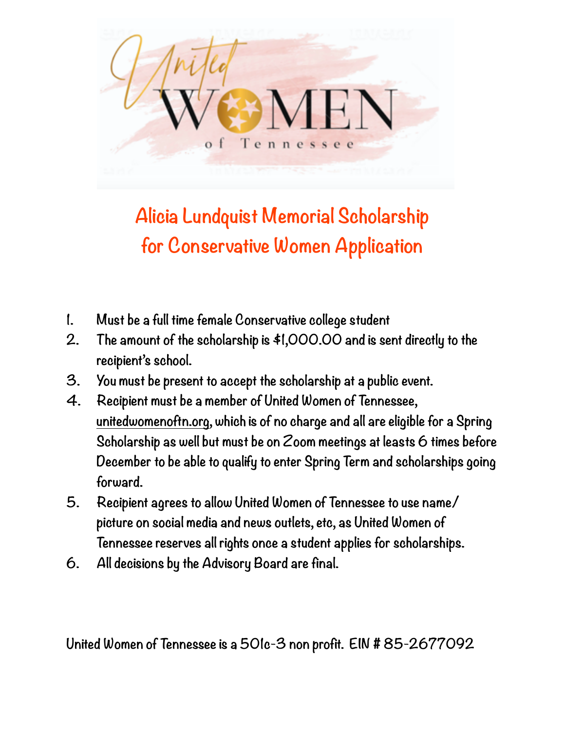United WOMEN of Tennessee

# Alicia Lundquist Memorial Scholarship for Conservative Women Application

1. Must be a full time female Conservative college student
2. The amount of the scholarship is $1,000.00 and is sent directly to the recipient's school.
3. You must be present to accept the scholarship at a public event.
4. Recipient must be a member of United Women of Tennessee, unitedwomenoftn.org, which is of no charge and all are eligible for a Spring Scholarship as well but must be on Zoom meetings at leasts 6 times before December to be able to qualify to enter Spring Term and scholarships going forward.
5. Recipient agrees to allow United Women of Tennessee to use name/ picture on social media and news outlets, etc, as United Women of Tennessee reserves all rights once a student applies for scholarships.
6. All decisions by the Advisory Board are final.

United Women of Tennessee is a 501c-3 non profit. EIN # 85-2677092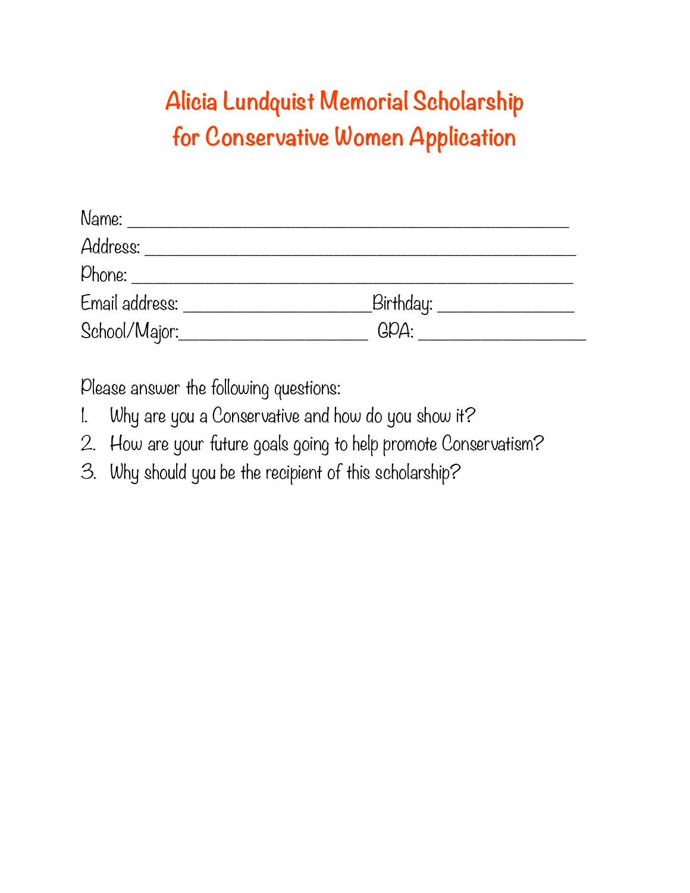# Alicia Lundquist Memorial Scholarship for Conservative Women Application

Name: ______________________________________________

Address: ____________________________________________

Phone: _____________________________________________

Email address: ____________________ Birthday: ______________

School/Major: ____________________ GPA: _________________

Please answer the following questions:

1. Why are you a Conservative and how do you show it?
2. How are your future goals going to help promote Conservatism?
3. Why should you be the recipient of this scholarship?